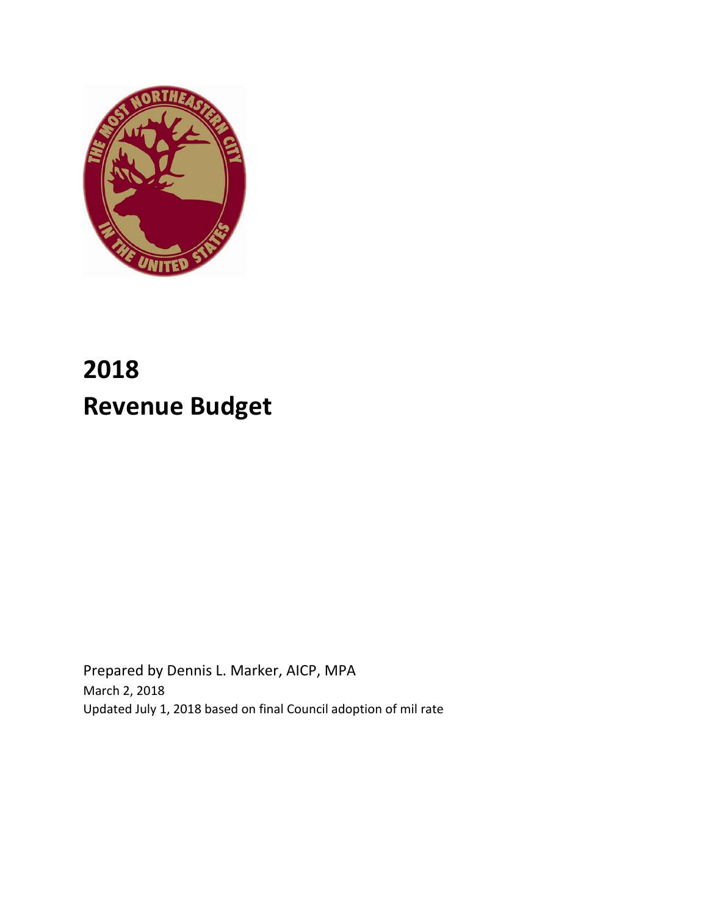# 2018
# Revenue Budget

Prepared by Dennis L. Marker, AICP, MPA

March 2, 2018

Updated July 1, 2018 based on final Council adoption of mil rate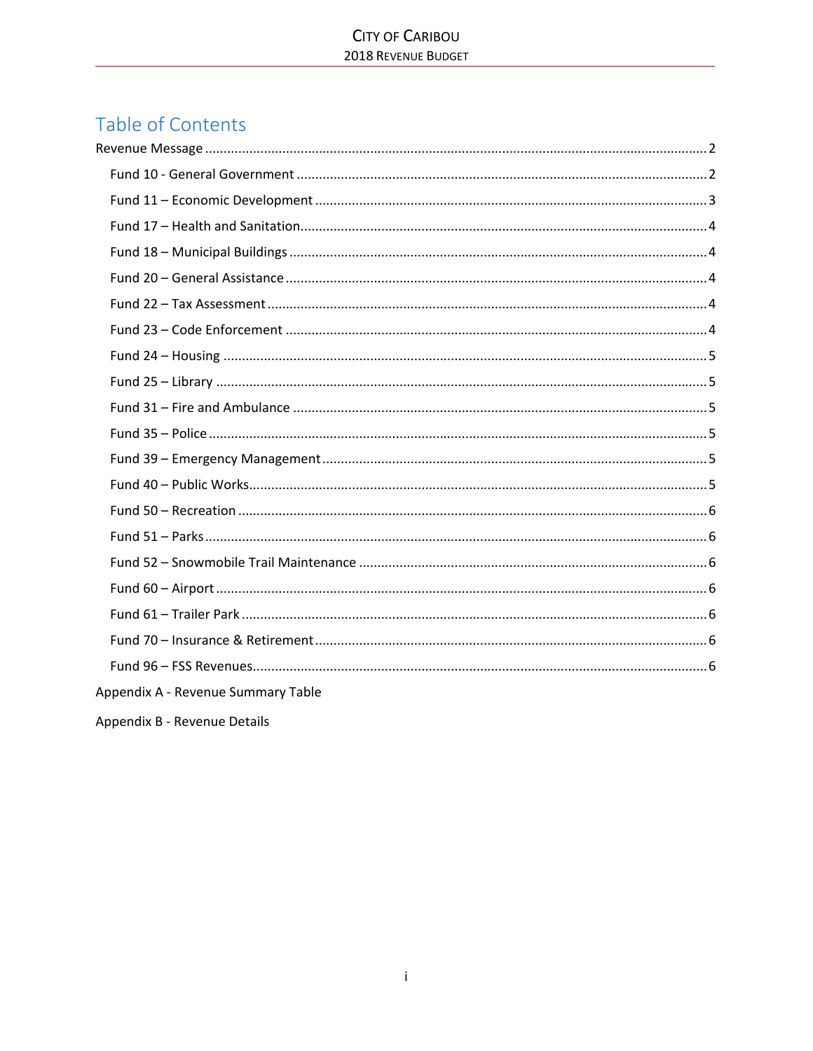# Table of Contents

Revenue Message ..... 2

- Fund 10 - General Government ..... 2
- Fund 11 – Economic Development ..... 3
- Fund 17 – Health and Sanitation ..... 4
- Fund 18 – Municipal Buildings ..... 4
- Fund 20 – General Assistance ..... 4
- Fund 22 – Tax Assessment ..... 4
- Fund 23 – Code Enforcement ..... 4
- Fund 24 – Housing ..... 5
- Fund 25 – Library ..... 5
- Fund 31 – Fire and Ambulance ..... 5
- Fund 35 – Police ..... 5
- Fund 39 – Emergency Management ..... 5
- Fund 40 – Public Works ..... 5
- Fund 50 – Recreation ..... 6
- Fund 51 – Parks ..... 6
- Fund 52 – Snowmobile Trail Maintenance ..... 6
- Fund 60 – Airport ..... 6
- Fund 61 – Trailer Park ..... 6
- Fund 70 – Insurance & Retirement ..... 6
- Fund 96 – FSS Revenues ..... 6

Appendix A - Revenue Summary Table

Appendix B - Revenue Details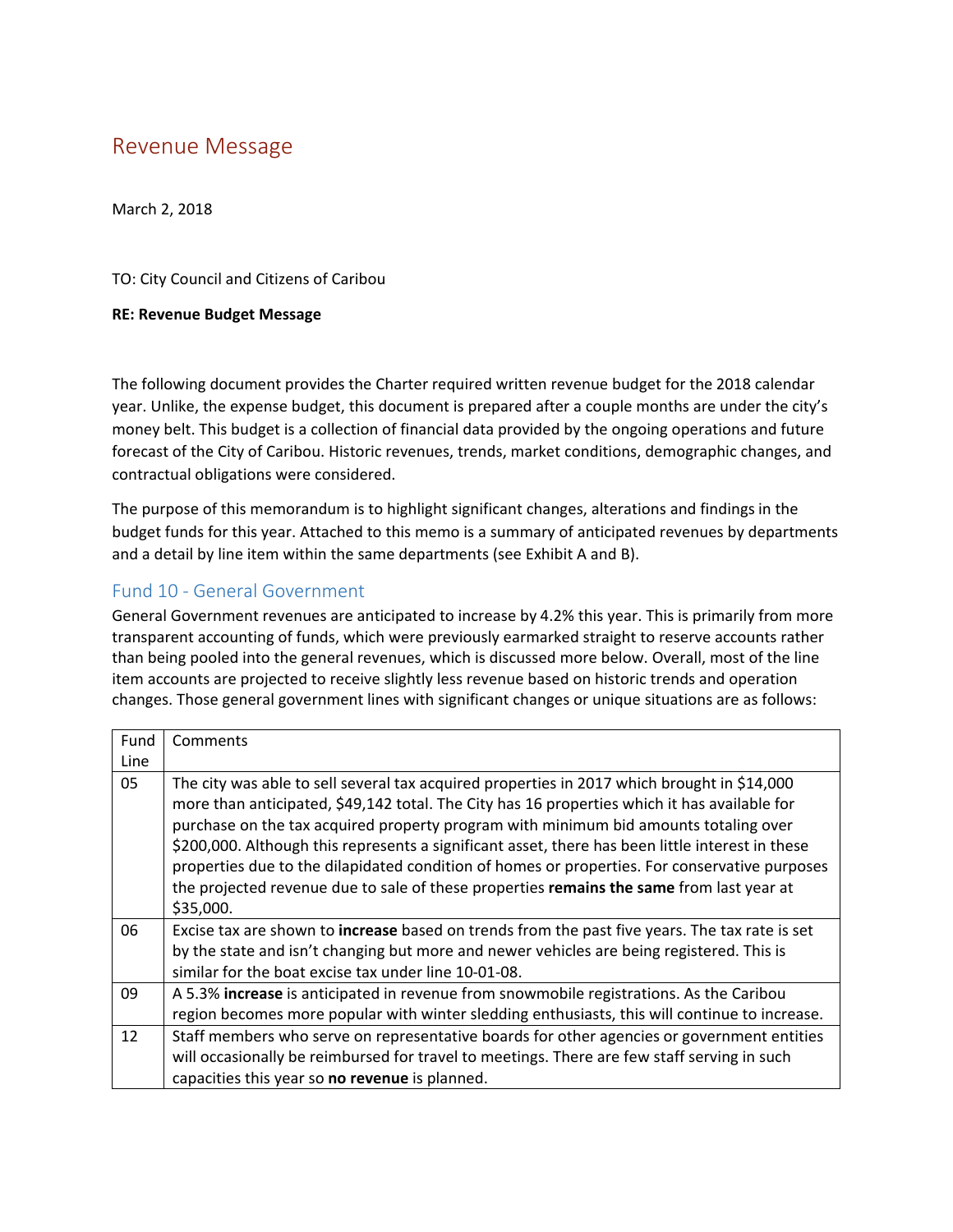# Revenue Message

March 2, 2018

TO: City Council and Citizens of Caribou

**RE: Revenue Budget Message**

The following document provides the Charter required written revenue budget for the 2018 calendar year. Unlike, the expense budget, this document is prepared after a couple months are under the city's money belt. This budget is a collection of financial data provided by the ongoing operations and future forecast of the City of Caribou. Historic revenues, trends, market conditions, demographic changes, and contractual obligations were considered.

The purpose of this memorandum is to highlight significant changes, alterations and findings in the budget funds for this year. Attached to this memo is a summary of anticipated revenues by departments and a detail by line item within the same departments (see Exhibit A and B).

## Fund 10 - General Government

General Government revenues are anticipated to increase by 4.2% this year. This is primarily from more transparent accounting of funds, which were previously earmarked straight to reserve accounts rather than being pooled into the general revenues, which is discussed more below. Overall, most of the line item accounts are projected to receive slightly less revenue based on historic trends and operation changes. Those general government lines with significant changes or unique situations are as follows:

| Fund Line | Comments |
|---|---|
| 05 | The city was able to sell several tax acquired properties in 2017 which brought in $14,000 more than anticipated, $49,142 total. The City has 16 properties which it has available for purchase on the tax acquired property program with minimum bid amounts totaling over $200,000. Although this represents a significant asset, there has been little interest in these properties due to the dilapidated condition of homes or properties. For conservative purposes the projected revenue due to sale of these properties **remains the same** from last year at $35,000. |
| 06 | Excise tax are shown to **increase** based on trends from the past five years. The tax rate is set by the state and isn't changing but more and newer vehicles are being registered. This is similar for the boat excise tax under line 10-01-08. |
| 09 | A 5.3% **increase** is anticipated in revenue from snowmobile registrations. As the Caribou region becomes more popular with winter sledding enthusiasts, this will continue to increase. |
| 12 | Staff members who serve on representative boards for other agencies or government entities will occasionally be reimbursed for travel to meetings. There are few staff serving in such capacities this year so **no revenue** is planned. |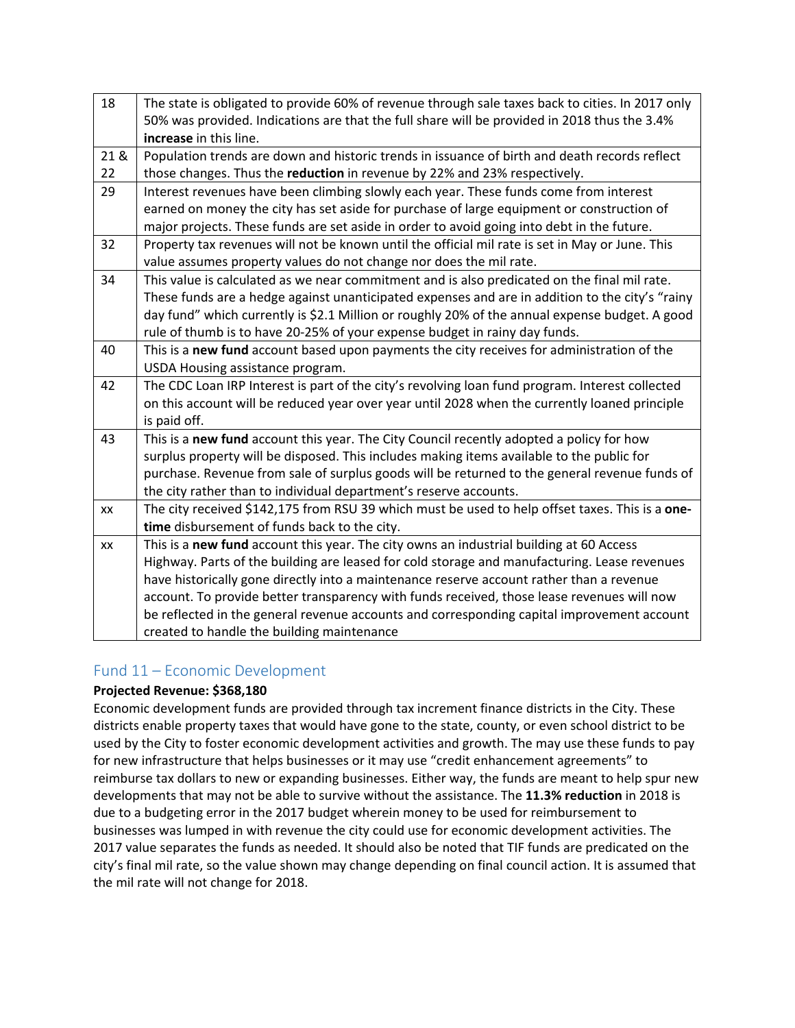| | |
|---|---|
| 18 | The state is obligated to provide 60% of revenue through sale taxes back to cities. In 2017 only 50% was provided. Indications are that the full share will be provided in 2018 thus the 3.4% **increase** in this line. |
| 21 & 22 | Population trends are down and historic trends in issuance of birth and death records reflect those changes. Thus the **reduction** in revenue by 22% and 23% respectively. |
| 29 | Interest revenues have been climbing slowly each year. These funds come from interest earned on money the city has set aside for purchase of large equipment or construction of major projects. These funds are set aside in order to avoid going into debt in the future. |
| 32 | Property tax revenues will not be known until the official mil rate is set in May or June. This value assumes property values do not change nor does the mil rate. |
| 34 | This value is calculated as we near commitment and is also predicated on the final mil rate. These funds are a hedge against unanticipated expenses and are in addition to the city's "rainy day fund" which currently is $2.1 Million or roughly 20% of the annual expense budget. A good rule of thumb is to have 20-25% of your expense budget in rainy day funds. |
| 40 | This is a **new fund** account based upon payments the city receives for administration of the USDA Housing assistance program. |
| 42 | The CDC Loan IRP Interest is part of the city's revolving loan fund program. Interest collected on this account will be reduced year over year until 2028 when the currently loaned principle is paid off. |
| 43 | This is a **new fund** account this year. The City Council recently adopted a policy for how surplus property will be disposed. This includes making items available to the public for purchase. Revenue from sale of surplus goods will be returned to the general revenue funds of the city rather than to individual department's reserve accounts. |
| xx | The city received $142,175 from RSU 39 which must be used to help offset taxes. This is a **one-time** disbursement of funds back to the city. |
| xx | This is a **new fund** account this year. The city owns an industrial building at 60 Access Highway. Parts of the building are leased for cold storage and manufacturing. Lease revenues have historically gone directly into a maintenance reserve account rather than a revenue account. To provide better transparency with funds received, those lease revenues will now be reflected in the general revenue accounts and corresponding capital improvement account created to handle the building maintenance |

## Fund 11 – Economic Development

**Projected Revenue: $368,180**

Economic development funds are provided through tax increment finance districts in the City. These districts enable property taxes that would have gone to the state, county, or even school district to be used by the City to foster economic development activities and growth. The may use these funds to pay for new infrastructure that helps businesses or it may use "credit enhancement agreements" to reimburse tax dollars to new or expanding businesses. Either way, the funds are meant to help spur new developments that may not be able to survive without the assistance. The **11.3% reduction** in 2018 is due to a budgeting error in the 2017 budget wherein money to be used for reimbursement to businesses was lumped in with revenue the city could use for economic development activities. The 2017 value separates the funds as needed. It should also be noted that TIF funds are predicated on the city's final mil rate, so the value shown may change depending on final council action. It is assumed that the mil rate will not change for 2018.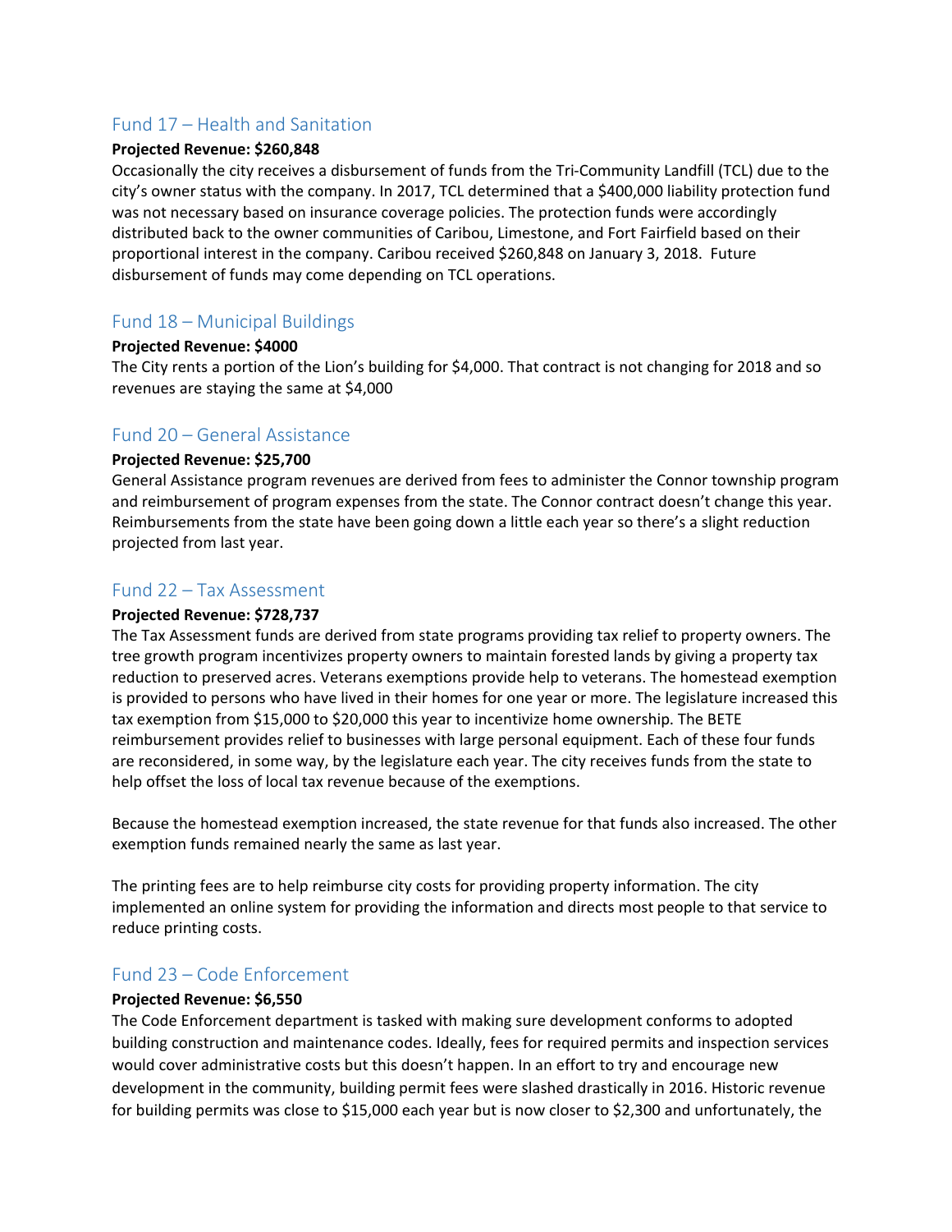## Fund 17 – Health and Sanitation

**Projected Revenue: $260,848**

Occasionally the city receives a disbursement of funds from the Tri-Community Landfill (TCL) due to the city's owner status with the company. In 2017, TCL determined that a $400,000 liability protection fund was not necessary based on insurance coverage policies. The protection funds were accordingly distributed back to the owner communities of Caribou, Limestone, and Fort Fairfield based on their proportional interest in the company. Caribou received $260,848 on January 3, 2018. Future disbursement of funds may come depending on TCL operations.

## Fund 18 – Municipal Buildings

**Projected Revenue: $4000**

The City rents a portion of the Lion's building for $4,000. That contract is not changing for 2018 and so revenues are staying the same at $4,000

## Fund 20 – General Assistance

**Projected Revenue: $25,700**

General Assistance program revenues are derived from fees to administer the Connor township program and reimbursement of program expenses from the state. The Connor contract doesn't change this year. Reimbursements from the state have been going down a little each year so there's a slight reduction projected from last year.

## Fund 22 – Tax Assessment

**Projected Revenue: $728,737**

The Tax Assessment funds are derived from state programs providing tax relief to property owners. The tree growth program incentivizes property owners to maintain forested lands by giving a property tax reduction to preserved acres. Veterans exemptions provide help to veterans. The homestead exemption is provided to persons who have lived in their homes for one year or more. The legislature increased this tax exemption from $15,000 to $20,000 this year to incentivize home ownership. The BETE reimbursement provides relief to businesses with large personal equipment. Each of these four funds are reconsidered, in some way, by the legislature each year. The city receives funds from the state to help offset the loss of local tax revenue because of the exemptions.

Because the homestead exemption increased, the state revenue for that funds also increased. The other exemption funds remained nearly the same as last year.

The printing fees are to help reimburse city costs for providing property information. The city implemented an online system for providing the information and directs most people to that service to reduce printing costs.

## Fund 23 – Code Enforcement

**Projected Revenue: $6,550**

The Code Enforcement department is tasked with making sure development conforms to adopted building construction and maintenance codes. Ideally, fees for required permits and inspection services would cover administrative costs but this doesn't happen. In an effort to try and encourage new development in the community, building permit fees were slashed drastically in 2016. Historic revenue for building permits was close to $15,000 each year but is now closer to $2,300 and unfortunately, the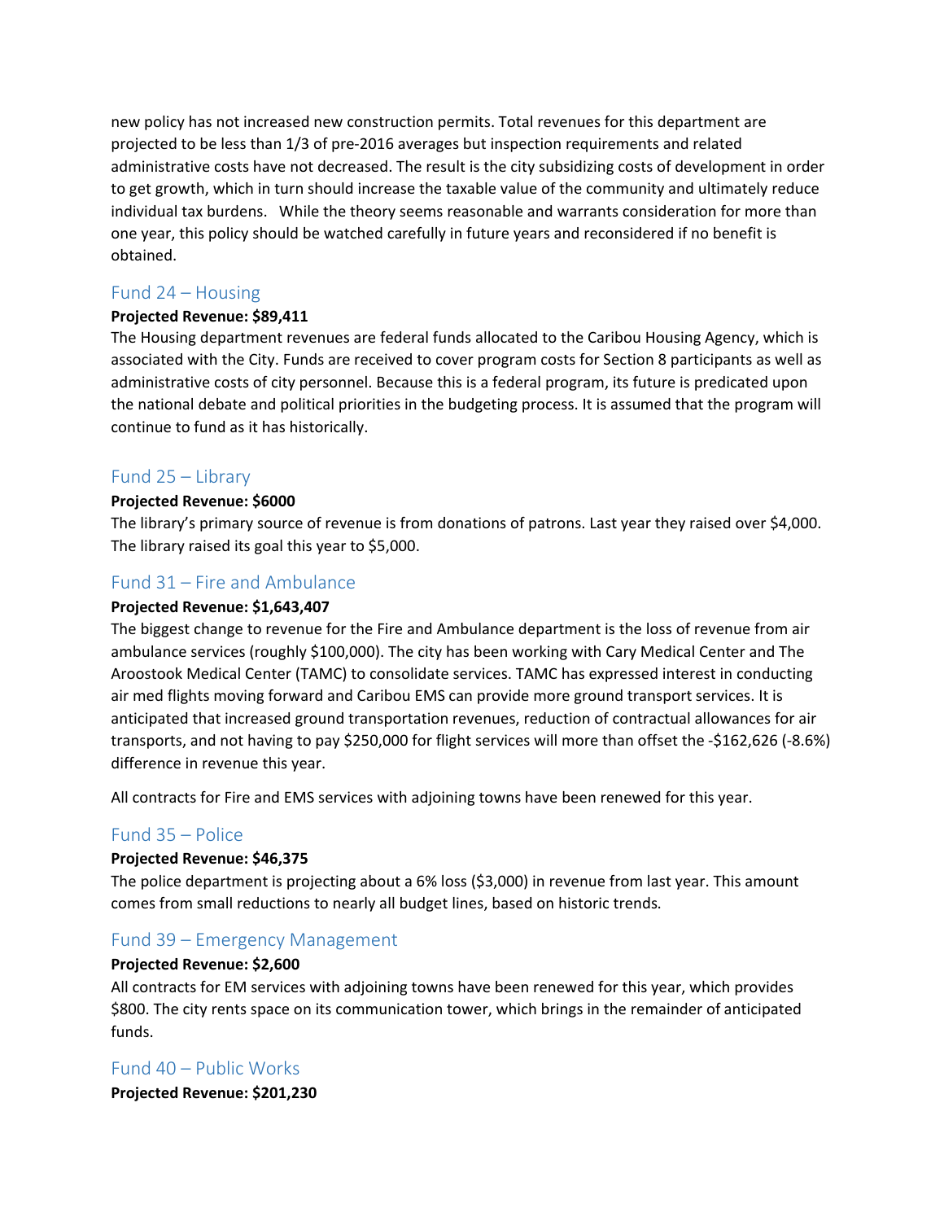new policy has not increased new construction permits. Total revenues for this department are projected to be less than 1/3 of pre-2016 averages but inspection requirements and related administrative costs have not decreased. The result is the city subsidizing costs of development in order to get growth, which in turn should increase the taxable value of the community and ultimately reduce individual tax burdens. While the theory seems reasonable and warrants consideration for more than one year, this policy should be watched carefully in future years and reconsidered if no benefit is obtained.

## Fund 24 – Housing

**Projected Revenue: $89,411**

The Housing department revenues are federal funds allocated to the Caribou Housing Agency, which is associated with the City. Funds are received to cover program costs for Section 8 participants as well as administrative costs of city personnel. Because this is a federal program, its future is predicated upon the national debate and political priorities in the budgeting process. It is assumed that the program will continue to fund as it has historically.

## Fund 25 – Library

**Projected Revenue: $6000**

The library's primary source of revenue is from donations of patrons. Last year they raised over $4,000. The library raised its goal this year to $5,000.

## Fund 31 – Fire and Ambulance

**Projected Revenue: $1,643,407**

The biggest change to revenue for the Fire and Ambulance department is the loss of revenue from air ambulance services (roughly $100,000). The city has been working with Cary Medical Center and The Aroostook Medical Center (TAMC) to consolidate services. TAMC has expressed interest in conducting air med flights moving forward and Caribou EMS can provide more ground transport services. It is anticipated that increased ground transportation revenues, reduction of contractual allowances for air transports, and not having to pay $250,000 for flight services will more than offset the -$162,626 (-8.6%) difference in revenue this year.

All contracts for Fire and EMS services with adjoining towns have been renewed for this year.

## Fund 35 – Police

**Projected Revenue: $46,375**

The police department is projecting about a 6% loss ($3,000) in revenue from last year. This amount comes from small reductions to nearly all budget lines, based on historic trends.

## Fund 39 – Emergency Management

**Projected Revenue: $2,600**

All contracts for EM services with adjoining towns have been renewed for this year, which provides $800. The city rents space on its communication tower, which brings in the remainder of anticipated funds.

## Fund 40 – Public Works

**Projected Revenue: $201,230**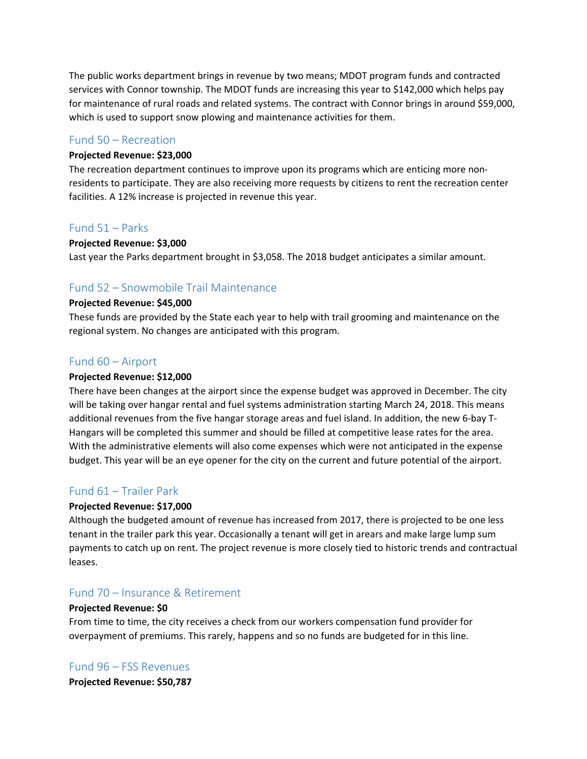The public works department brings in revenue by two means; MDOT program funds and contracted services with Connor township. The MDOT funds are increasing this year to $142,000 which helps pay for maintenance of rural roads and related systems. The contract with Connor brings in around $59,000, which is used to support snow plowing and maintenance activities for them.

## Fund 50 – Recreation

**Projected Revenue: $23,000**

The recreation department continues to improve upon its programs which are enticing more non-residents to participate. They are also receiving more requests by citizens to rent the recreation center facilities. A 12% increase is projected in revenue this year.

## Fund 51 – Parks

**Projected Revenue: $3,000**

Last year the Parks department brought in $3,058. The 2018 budget anticipates a similar amount.

## Fund 52 – Snowmobile Trail Maintenance

**Projected Revenue: $45,000**

These funds are provided by the State each year to help with trail grooming and maintenance on the regional system. No changes are anticipated with this program.

## Fund 60 – Airport

**Projected Revenue: $12,000**

There have been changes at the airport since the expense budget was approved in December. The city will be taking over hangar rental and fuel systems administration starting March 24, 2018. This means additional revenues from the five hangar storage areas and fuel island. In addition, the new 6-bay T-Hangars will be completed this summer and should be filled at competitive lease rates for the area. With the administrative elements will also come expenses which were not anticipated in the expense budget. This year will be an eye opener for the city on the current and future potential of the airport.

## Fund 61 – Trailer Park

**Projected Revenue: $17,000**

Although the budgeted amount of revenue has increased from 2017, there is projected to be one less tenant in the trailer park this year. Occasionally a tenant will get in arears and make large lump sum payments to catch up on rent. The project revenue is more closely tied to historic trends and contractual leases.

## Fund 70 – Insurance & Retirement

**Projected Revenue: $0**

From time to time, the city receives a check from our workers compensation fund provider for overpayment of premiums. This rarely, happens and so no funds are budgeted for in this line.

## Fund 96 – FSS Revenues

**Projected Revenue: $50,787**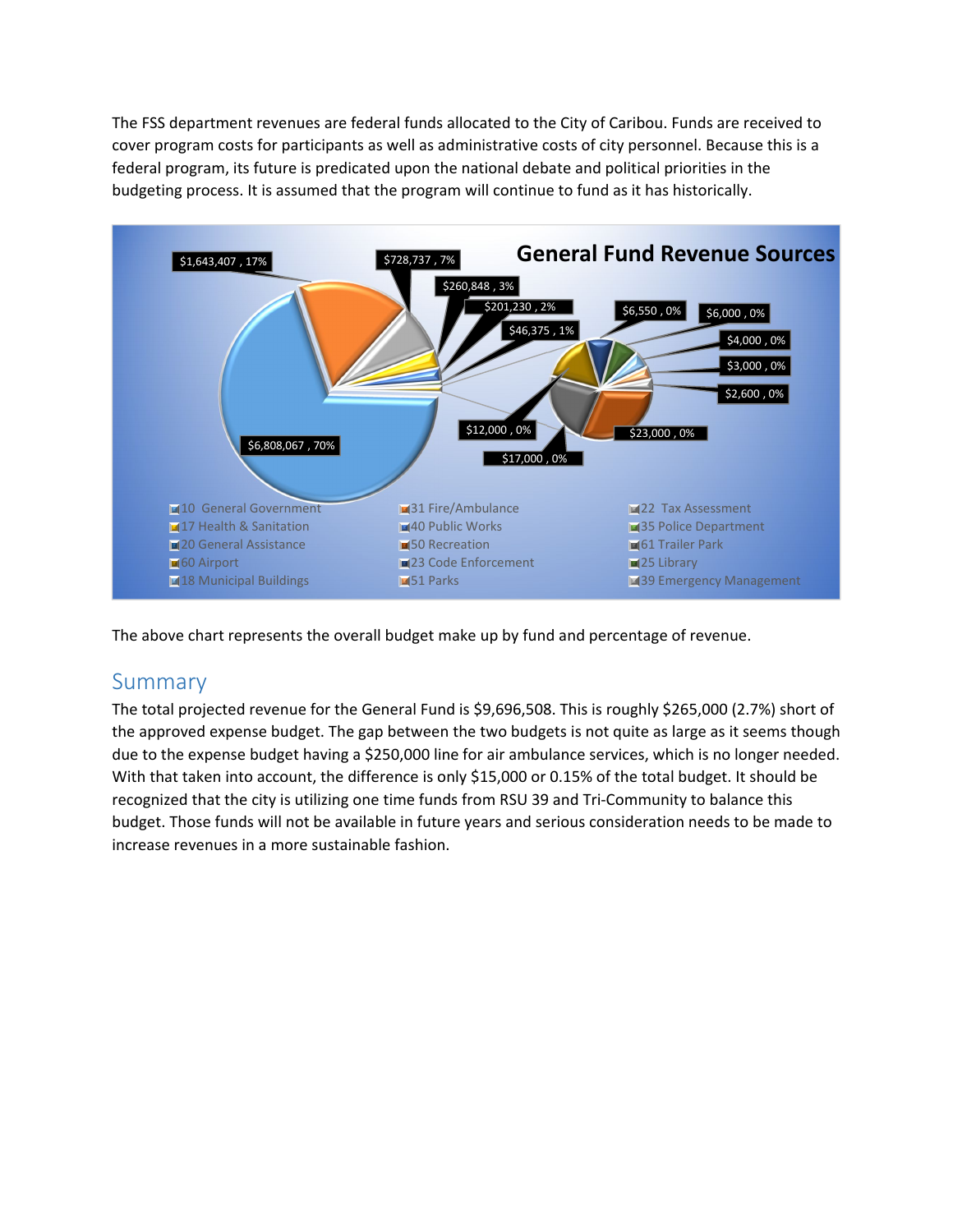The FSS department revenues are federal funds allocated to the City of Caribou. Funds are received to cover program costs for participants as well as administrative costs of city personnel. Because this is a federal program, its future is predicated upon the national debate and political priorities in the budgeting process. It is assumed that the program will continue to fund as it has historically.

**General Fund Revenue Sources**

$1,643,407 , 17%
$728,737 , 7%
$260,848 , 3%
$201,230 , 2%
$46,375 , 1%
$6,808,067 , 70%
$6,550 , 0%
$6,000 , 0%
$4,000 , 0%
$3,000 , 0%
$2,600 , 0%
$12,000 , 0%
$17,000 , 0%
$23,000 , 0%

10 General Government
31 Fire/Ambulance
22 Tax Assessment
17 Health & Sanitation
40 Public Works
35 Police Department
20 General Assistance
50 Recreation
61 Trailer Park
60 Airport
23 Code Enforcement
25 Library
18 Municipal Buildings
51 Parks
39 Emergency Management

The above chart represents the overall budget make up by fund and percentage of revenue.

## Summary

The total projected revenue for the General Fund is $9,696,508. This is roughly $265,000 (2.7%) short of the approved expense budget. The gap between the two budgets is not quite as large as it seems though due to the expense budget having a $250,000 line for air ambulance services, which is no longer needed. With that taken into account, the difference is only $15,000 or 0.15% of the total budget. It should be recognized that the city is utilizing one time funds from RSU 39 and Tri-Community to balance this budget. Those funds will not be available in future years and serious consideration needs to be made to increase revenues in a more sustainable fashion.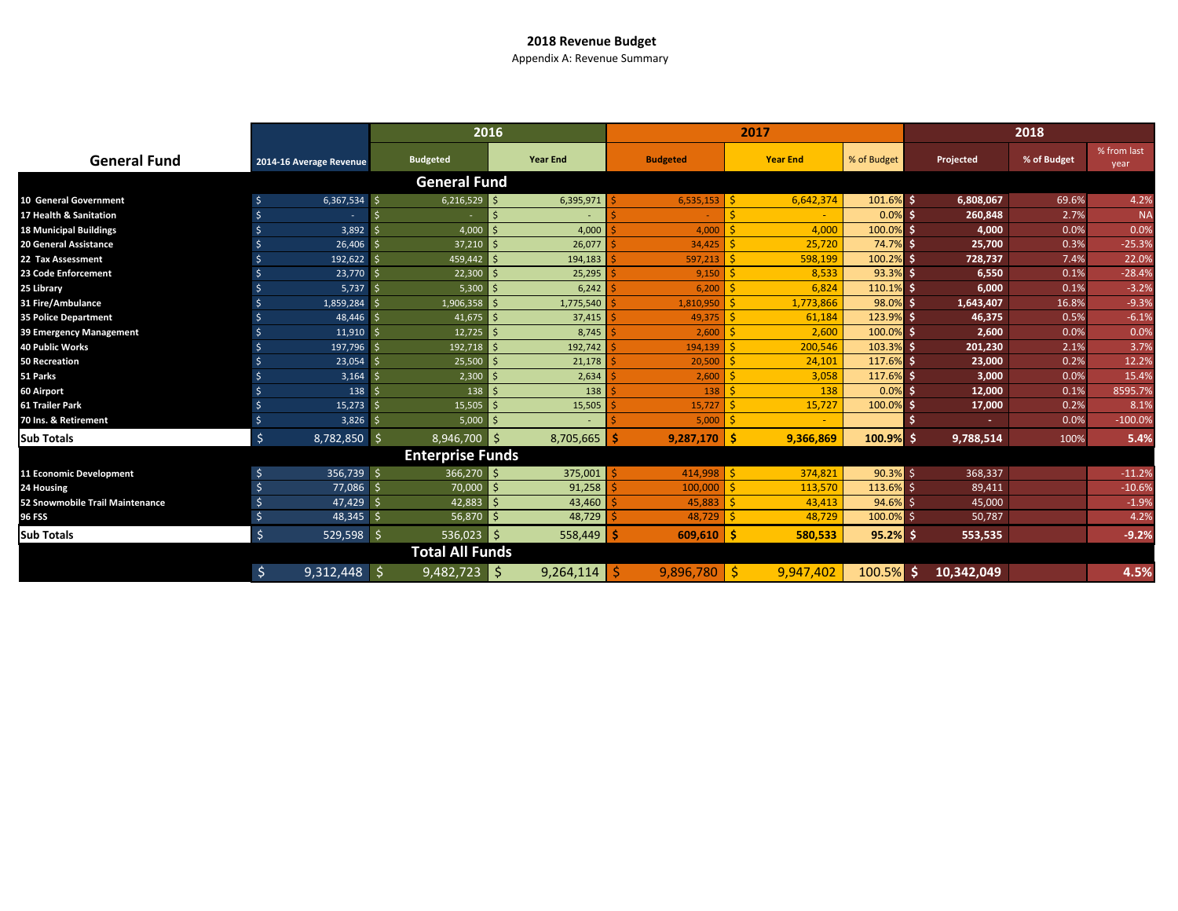# 2018 Revenue Budget

Appendix A: Revenue Summary

| General Fund | 2014-16 Average Revenue | 2016 Budgeted | 2016 Year End | 2017 Budgeted | 2017 Year End | 2017 % of Budget | 2018 Projected | 2018 % of Budget | 2018 % from last year |
|---|---|---|---|---|---|---|---|---|---|
| **General Fund** | | | | | | | | | |
| 10 General Government | $ 6,367,534 | $ 6,216,529 | $ 6,395,971 | $ 6,535,153 | $ 6,642,374 | 101.6% | $ 6,808,067 | 69.6% | 4.2% |
| 17 Health & Sanitation | $ - | $ - | $ - | $ - | $ - | 0.0% | $ 260,848 | 2.7% | NA |
| 18 Municipal Buildings | $ 3,892 | $ 4,000 | $ 4,000 | $ 4,000 | $ 4,000 | 100.0% | $ 4,000 | 0.0% | 0.0% |
| 20 General Assistance | $ 26,406 | $ 37,210 | $ 26,077 | $ 34,425 | $ 25,720 | 74.7% | $ 25,700 | 0.3% | -25.3% |
| 22 Tax Assessment | $ 192,622 | $ 459,442 | $ 194,183 | $ 597,213 | $ 598,199 | 100.2% | $ 728,737 | 7.4% | 22.0% |
| 23 Code Enforcement | $ 23,770 | $ 22,300 | $ 25,295 | $ 9,150 | $ 8,533 | 93.3% | $ 6,550 | 0.1% | -28.4% |
| 25 Library | $ 5,737 | $ 5,300 | $ 6,242 | $ 6,200 | $ 6,824 | 110.1% | $ 6,000 | 0.1% | -3.2% |
| 31 Fire/Ambulance | $ 1,859,284 | $ 1,906,358 | $ 1,775,540 | $ 1,810,950 | $ 1,773,866 | 98.0% | $ 1,643,407 | 16.8% | -9.3% |
| 35 Police Department | $ 48,446 | $ 41,675 | $ 37,415 | $ 49,375 | $ 61,184 | 123.9% | $ 46,375 | 0.5% | -6.1% |
| 39 Emergency Management | $ 11,910 | $ 12,725 | $ 8,745 | $ 2,600 | $ 2,600 | 100.0% | $ 2,600 | 0.0% | 0.0% |
| 40 Public Works | $ 197,796 | $ 192,718 | $ 192,742 | $ 194,139 | $ 200,546 | 103.3% | $ 201,230 | 2.1% | 3.7% |
| 50 Recreation | $ 23,054 | $ 25,500 | $ 21,178 | $ 20,500 | $ 24,101 | 117.6% | $ 23,000 | 0.2% | 12.2% |
| 51 Parks | $ 3,164 | $ 2,300 | $ 2,634 | $ 2,600 | $ 3,058 | 117.6% | $ 3,000 | 0.0% | 15.4% |
| 60 Airport | $ 138 | $ 138 | $ 138 | $ 138 | $ 138 | 0.0% | $ 12,000 | 0.1% | 8595.7% |
| 61 Trailer Park | $ 15,273 | $ 15,505 | $ 15,505 | $ 15,727 | $ 15,727 | 100.0% | $ 17,000 | 0.2% | 8.1% |
| 70 Ins. & Retirement | $ 3,826 | $ 5,000 | $ - | $ 5,000 | $ - | | $ - | 0.0% | -100.0% |
| **Sub Totals** | $ 8,782,850 | $ 8,946,700 | $ 8,705,665 | **$ 9,287,170** | **$ 9,366,869** | **100.9%** | **$ 9,788,514** | 100% | **5.4%** |
| **Enterprise Funds** | | | | | | | | | |
| 11 Economic Development | $ 356,739 | $ 366,270 | $ 375,001 | $ 414,998 | $ 374,821 | 90.3% | $ 368,337 | | -11.2% |
| 24 Housing | $ 77,086 | $ 70,000 | $ 91,258 | $ 100,000 | $ 113,570 | 113.6% | $ 89,411 | | -10.6% |
| 52 Snowmobile Trail Maintenance | $ 47,429 | $ 42,883 | $ 43,460 | $ 45,883 | $ 43,413 | 94.6% | $ 45,000 | | -1.9% |
| 96 FSS | $ 48,345 | $ 56,870 | $ 48,729 | $ 48,729 | $ 48,729 | 100.0% | $ 50,787 | | 4.2% |
| **Sub Totals** | $ 529,598 | $ 536,023 | $ 558,449 | **$ 609,610** | **$ 580,533** | **95.2%** | **$ 553,535** | | **-9.2%** |
| **Total All Funds** | | | | | | | | | |
| | $ 9,312,448 | $ 9,482,723 | $ 9,264,114 | $ 9,896,780 | $ 9,947,402 | 100.5% | **$ 10,342,049** | | **4.5%** |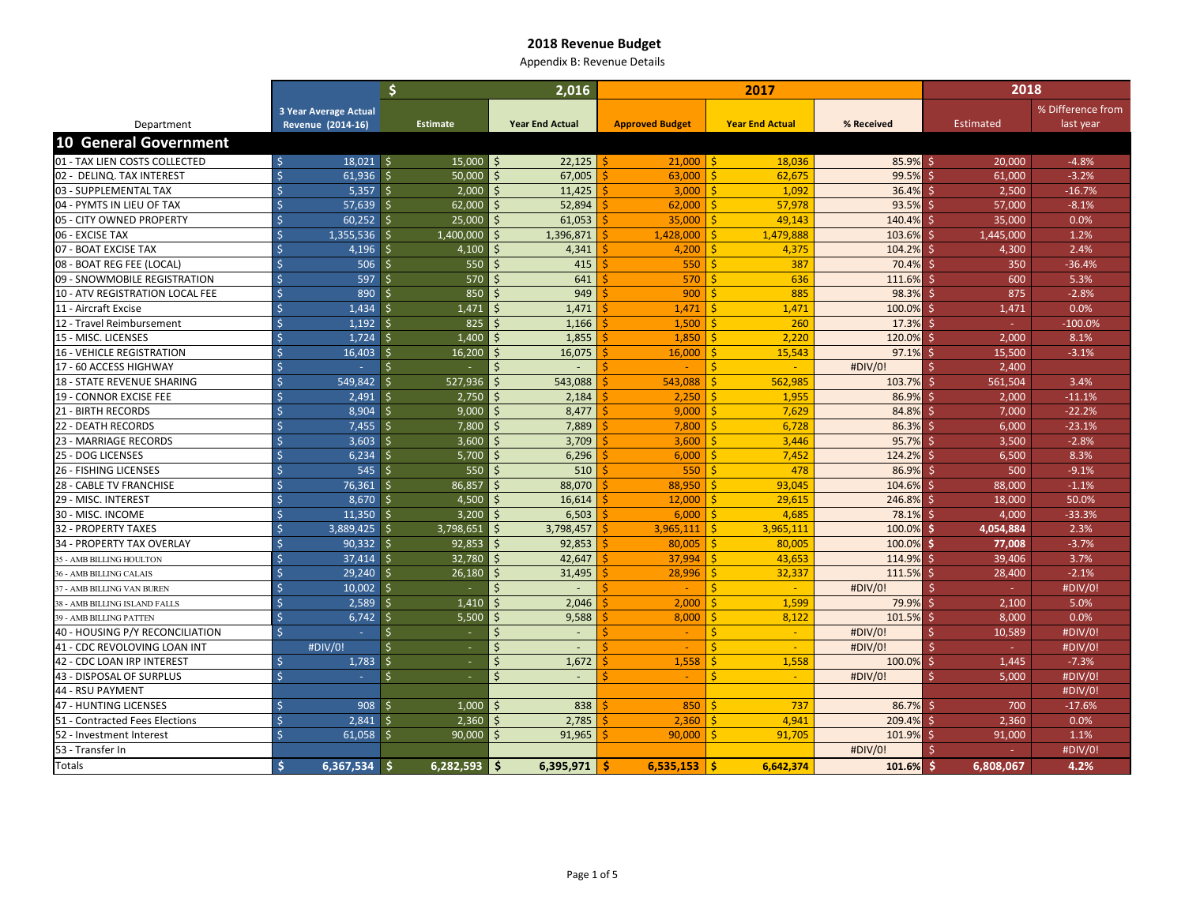# 2018 Revenue Budget

Appendix B: Revenue Details

| Department | 3 Year Average Actual Revenue (2014-16) | 2,016 Estimate | 2,016 Year End Actual | 2017 Approved Budget | 2017 Year End Actual | 2017 % Received | 2018 Estimated | 2018 % Difference from last year |
|---|---|---|---|---|---|---|---|---|
| **10 General Government** | | | | | | | | |
| 01 - TAX LIEN COSTS COLLECTED | $ 18,021 | $ 15,000 | $ 22,125 | $ 21,000 | $ 18,036 | 85.9% | $ 20,000 | -4.8% |
| 02 - DELINQ. TAX INTEREST | $ 61,936 | $ 50,000 | $ 67,005 | $ 63,000 | $ 62,675 | 99.5% | $ 61,000 | -3.2% |
| 03 - SUPPLEMENTAL TAX | $ 5,357 | $ 2,000 | $ 11,425 | $ 3,000 | $ 1,092 | 36.4% | $ 2,500 | -16.7% |
| 04 - PYMTS IN LIEU OF TAX | $ 57,639 | $ 62,000 | $ 52,894 | $ 62,000 | $ 57,978 | 93.5% | $ 57,000 | -8.1% |
| 05 - CITY OWNED PROPERTY | $ 60,252 | $ 25,000 | $ 61,053 | $ 35,000 | $ 49,143 | 140.4% | $ 35,000 | 0.0% |
| 06 - EXCISE TAX | $ 1,355,536 | $ 1,400,000 | $ 1,396,871 | $ 1,428,000 | $ 1,479,888 | 103.6% | $ 1,445,000 | 1.2% |
| 07 - BOAT EXCISE TAX | $ 4,196 | $ 4,100 | $ 4,341 | $ 4,200 | $ 4,375 | 104.2% | $ 4,300 | 2.4% |
| 08 - BOAT REG FEE (LOCAL) | $ 506 | $ 550 | $ 415 | $ 550 | $ 387 | 70.4% | $ 350 | -36.4% |
| 09 - SNOWMOBILE REGISTRATION | $ 597 | $ 570 | $ 641 | $ 570 | $ 636 | 111.6% | $ 600 | 5.3% |
| 10 - ATV REGISTRATION LOCAL FEE | $ 890 | $ 850 | $ 949 | $ 900 | $ 885 | 98.3% | $ 875 | -2.8% |
| 11 - Aircraft Excise | $ 1,434 | $ 1,471 | $ 1,471 | $ 1,471 | $ 1,471 | 100.0% | $ 1,471 | 0.0% |
| 12 - Travel Reimbursement | $ 1,192 | $ 825 | $ 1,166 | $ 1,500 | $ 260 | 17.3% | $ - | -100.0% |
| 15 - MISC. LICENSES | $ 1,724 | $ 1,400 | $ 1,855 | $ 1,850 | $ 2,220 | 120.0% | $ 2,000 | 8.1% |
| 16 - VEHICLE REGISTRATION | $ 16,403 | $ 16,200 | $ 16,075 | $ 16,000 | $ 15,543 | 97.1% | $ 15,500 | -3.1% |
| 17 - 60 ACCESS HIGHWAY | $ - | $ - | $ - | $ - | $ - | #DIV/0! | $ 2,400 | |
| 18 - STATE REVENUE SHARING | $ 549,842 | $ 527,936 | $ 543,088 | $ 543,088 | $ 562,985 | 103.7% | $ 561,504 | 3.4% |
| 19 - CONNOR EXCISE FEE | $ 2,491 | $ 2,750 | $ 2,184 | $ 2,250 | $ 1,955 | 86.9% | $ 2,000 | -11.1% |
| 21 - BIRTH RECORDS | $ 8,904 | $ 9,000 | $ 8,477 | $ 9,000 | $ 7,629 | 84.8% | $ 7,000 | -22.2% |
| 22 - DEATH RECORDS | $ 7,455 | $ 7,800 | $ 7,889 | $ 7,800 | $ 6,728 | 86.3% | $ 6,000 | -23.1% |
| 23 - MARRIAGE RECORDS | $ 3,603 | $ 3,600 | $ 3,709 | $ 3,600 | $ 3,446 | 95.7% | $ 3,500 | -2.8% |
| 25 - DOG LICENSES | $ 6,234 | $ 5,700 | $ 6,296 | $ 6,000 | $ 7,452 | 124.2% | $ 6,500 | 8.3% |
| 26 - FISHING LICENSES | $ 545 | $ 550 | $ 510 | $ 550 | $ 478 | 86.9% | $ 500 | -9.1% |
| 28 - CABLE TV FRANCHISE | $ 76,361 | $ 86,857 | $ 88,070 | $ 88,950 | $ 93,045 | 104.6% | $ 88,000 | -1.1% |
| 29 - MISC. INTEREST | $ 8,670 | $ 4,500 | $ 16,614 | $ 12,000 | $ 29,615 | 246.8% | $ 18,000 | 50.0% |
| 30 - MISC. INCOME | $ 11,350 | $ 3,200 | $ 6,503 | $ 6,000 | $ 4,685 | 78.1% | $ 4,000 | -33.3% |
| 32 - PROPERTY TAXES | $ 3,889,425 | $ 3,798,651 | $ 3,798,457 | $ 3,965,111 | $ 3,965,111 | 100.0% | **$ 4,054,884** | 2.3% |
| 34 - PROPERTY TAX OVERLAY | $ 90,332 | $ 92,853 | $ 92,853 | $ 80,005 | $ 80,005 | 100.0% | **$ 77,008** | -3.7% |
| 35 - AMB BILLING HOULTON | $ 37,414 | $ 32,780 | $ 42,647 | $ 37,994 | $ 43,653 | 114.9% | $ 39,406 | 3.7% |
| 36 - AMB BILLING CALAIS | $ 29,240 | $ 26,180 | $ 31,495 | $ 28,996 | $ 32,337 | 111.5% | $ 28,400 | -2.1% |
| 37 - AMB BILLING VAN BUREN | $ 10,002 | $ - | $ - | $ - | $ - | #DIV/0! | $ - | #DIV/0! |
| 38 - AMB BILLING ISLAND FALLS | $ 2,589 | $ 1,410 | $ 2,046 | $ 2,000 | $ 1,599 | 79.9% | $ 2,100 | 5.0% |
| 39 - AMB BILLING PATTEN | $ 6,742 | $ 5,500 | $ 9,588 | $ 8,000 | $ 8,122 | 101.5% | $ 8,000 | 0.0% |
| 40 - HOUSING P/Y RECONCILIATION | $ - | $ - | $ - | $ - | $ - | #DIV/0! | $ 10,589 | #DIV/0! |
| 41 - CDC REVOLOVING LOAN INT | #DIV/0! | $ - | $ - | $ - | $ - | #DIV/0! | $ - | #DIV/0! |
| 42 - CDC LOAN IRP INTEREST | $ 1,783 | $ - | $ 1,672 | $ 1,558 | $ 1,558 | 100.0% | $ 1,445 | -7.3% |
| 43 - DISPOSAL OF SURPLUS | $ - | $ - | $ - | $ - | $ - | #DIV/0! | $ 5,000 | #DIV/0! |
| 44 - RSU PAYMENT | | | | | | | | #DIV/0! |
| 47 - HUNTING LICENSES | $ 908 | $ 1,000 | $ 838 | $ 850 | $ 737 | 86.7% | $ 700 | -17.6% |
| 51 - Contracted Fees Elections | $ 2,841 | $ 2,360 | $ 2,785 | $ 2,360 | $ 4,941 | 209.4% | $ 2,360 | 0.0% |
| 52 - Investment Interest | $ 61,058 | $ 90,000 | $ 91,965 | $ 90,000 | $ 91,705 | 101.9% | $ 91,000 | 1.1% |
| 53 - Transfer In | | | | | | #DIV/0! | $ - | #DIV/0! |
| Totals | **$ 6,367,534** | **$ 6,282,593** | **$ 6,395,971** | **$ 6,535,153** | **$ 6,642,374** | **101.6%** | **$ 6,808,067** | **4.2%** |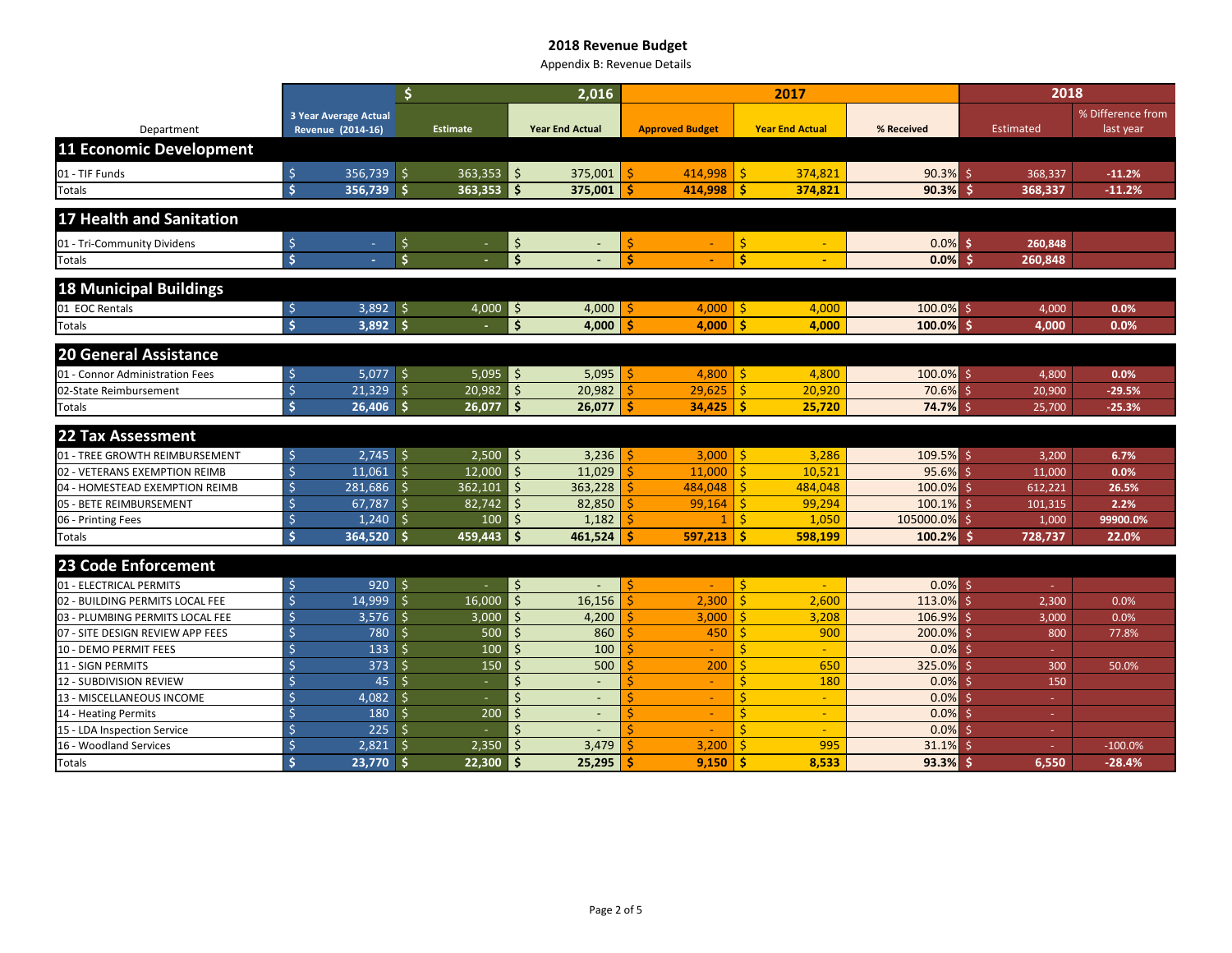# 2018 Revenue Budget

Appendix B: Revenue Details

| Department | 3 Year Average Actual Revenue (2014-16) | 2,016 Estimate | 2,016 Year End Actual | 2017 Approved Budget | 2017 Year End Actual | 2017 % Received | 2018 Estimated | 2018 % Difference from last year |
|---|---|---|---|---|---|---|---|---|
| **11 Economic Development** | | | | | | | | |
| 01 - TIF Funds | $ 356,739 | $ 363,353 | $ 375,001 | $ 414,998 | $ 374,821 | 90.3% | $ 368,337 | -11.2% |
| Totals | **$ 356,739** | **$ 363,353** | **$ 375,001** | **$ 414,998** | **$ 374,821** | **90.3%** | **$ 368,337** | **-11.2%** |
| **17 Health and Sanitation** | | | | | | | | |
| 01 - Tri-Community Dividens | $ - | $ - | $ - | $ - | $ - | 0.0% | $ 260,848 | |
| Totals | **$ -** | **$ -** | **$ -** | **$ -** | **$ -** | **0.0%** | **$ 260,848** | |
| **18 Municipal Buildings** | | | | | | | | |
| 01 EOC Rentals | $ 3,892 | $ 4,000 | $ 4,000 | $ 4,000 | $ 4,000 | 100.0% | $ 4,000 | 0.0% |
| Totals | **$ 3,892** | **$ -** | **$ 4,000** | **$ 4,000** | **$ 4,000** | **100.0%** | **$ 4,000** | **0.0%** |
| **20 General Assistance** | | | | | | | | |
| 01 - Connor Administration Fees | $ 5,077 | $ 5,095 | $ 5,095 | $ 4,800 | $ 4,800 | 100.0% | $ 4,800 | 0.0% |
| 02-State Reimbursement | $ 21,329 | $ 20,982 | $ 20,982 | $ 29,625 | $ 20,920 | 70.6% | $ 20,900 | -29.5% |
| Totals | **$ 26,406** | **$ 26,077** | **$ 26,077** | **$ 34,425** | **$ 25,720** | **74.7%** | $ 25,700 | **-25.3%** |
| **22 Tax Assessment** | | | | | | | | |
| 01 - TREE GROWTH REIMBURSEMENT | $ 2,745 | $ 2,500 | $ 3,236 | $ 3,000 | $ 3,286 | 109.5% | $ 3,200 | 6.7% |
| 02 - VETERANS EXEMPTION REIMB | $ 11,061 | $ 12,000 | $ 11,029 | $ 11,000 | $ 10,521 | 95.6% | $ 11,000 | 0.0% |
| 04 - HOMESTEAD EXEMPTION REIMB | $ 281,686 | $ 362,101 | $ 363,228 | $ 484,048 | $ 484,048 | 100.0% | $ 612,221 | 26.5% |
| 05 - BETE REIMBURSEMENT | $ 67,787 | $ 82,742 | $ 82,850 | $ 99,164 | $ 99,294 | 100.1% | $ 101,315 | 2.2% |
| 06 - Printing Fees | $ 1,240 | $ 100 | $ 1,182 | $ 1 | $ 1,050 | 105000.0% | $ 1,000 | 99900.0% |
| Totals | **$ 364,520** | **$ 459,443** | **$ 461,524** | **$ 597,213** | **$ 598,199** | **100.2%** | **$ 728,737** | **22.0%** |
| **23 Code Enforcement** | | | | | | | | |
| 01 - ELECTRICAL PERMITS | $ 920 | $ - | $ - | $ - | $ - | 0.0% | $ - | |
| 02 - BUILDING PERMITS LOCAL FEE | $ 14,999 | $ 16,000 | $ 16,156 | $ 2,300 | $ 2,600 | 113.0% | $ 2,300 | 0.0% |
| 03 - PLUMBING PERMITS LOCAL FEE | $ 3,576 | $ 3,000 | $ 4,200 | $ 3,000 | $ 3,208 | 106.9% | $ 3,000 | 0.0% |
| 07 - SITE DESIGN REVIEW APP FEES | $ 780 | $ 500 | $ 860 | $ 450 | $ 900 | 200.0% | $ 800 | 77.8% |
| 10 - DEMO PERMIT FEES | $ 133 | $ 100 | $ 100 | $ - | $ - | 0.0% | $ - | |
| 11 - SIGN PERMITS | $ 373 | $ 150 | $ 500 | $ 200 | $ 650 | 325.0% | $ 300 | 50.0% |
| 12 - SUBDIVISION REVIEW | $ 45 | $ - | $ - | $ - | $ 180 | 0.0% | $ 150 | |
| 13 - MISCELLANEOUS INCOME | $ 4,082 | $ - | $ - | $ - | $ - | 0.0% | $ - | |
| 14 - Heating Permits | $ 180 | $ 200 | $ - | $ - | $ - | 0.0% | $ - | |
| 15 - LDA Inspection Service | $ 225 | $ - | $ - | $ - | $ - | 0.0% | $ - | |
| 16 - Woodland Services | $ 2,821 | $ 2,350 | $ 3,479 | $ 3,200 | $ 995 | 31.1% | $ - | -100.0% |
| Totals | **$ 23,770** | **$ 22,300** | **$ 25,295** | **$ 9,150** | **$ 8,533** | **93.3%** | **$ 6,550** | **-28.4%** |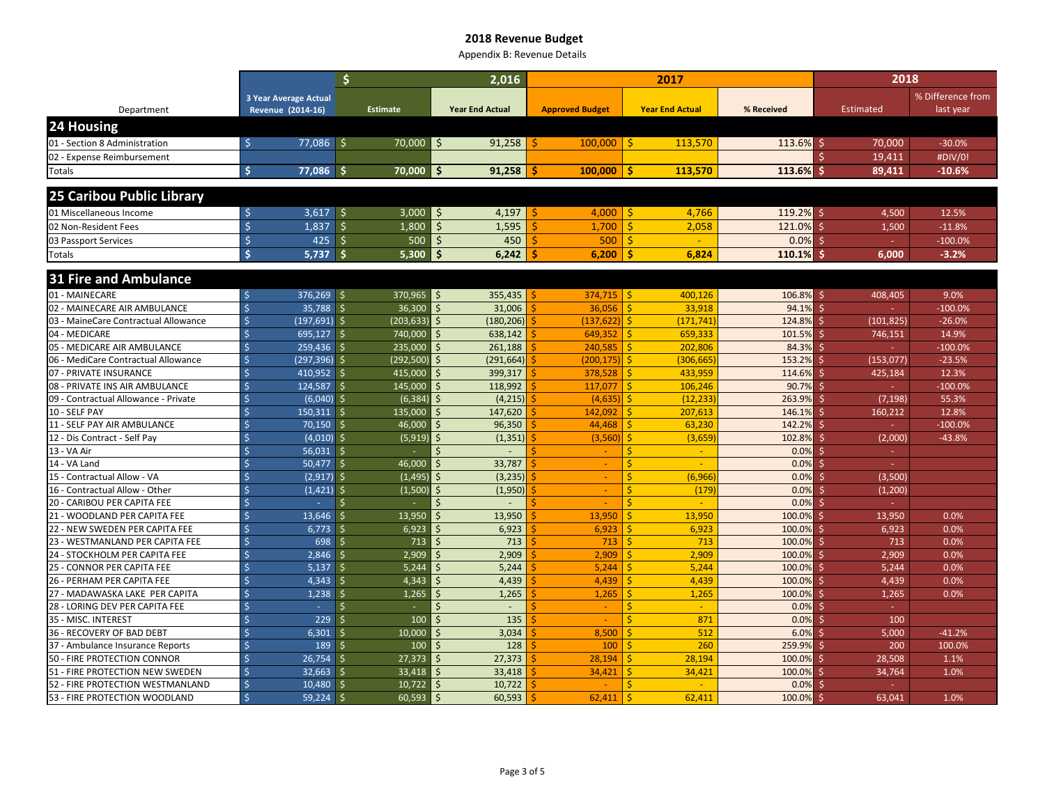# 2018 Revenue Budget

Appendix B: Revenue Details

| Department | 3 Year Average Actual Revenue (2014-16) | $ Estimate | 2,016 Year End Actual | 2017 Approved Budget | 2017 Year End Actual | 2017 % Received | 2018 Estimated | 2018 % Difference from last year |
|---|---|---|---|---|---|---|---|---|
| **24 Housing** | | | | | | | | |
| 01 - Section 8 Administration | $ 77,086 | $ 70,000 | $ 91,258 | $ 100,000 | $ 113,570 | 113.6% | $ 70,000 | -30.0% |
| 02 - Expense Reimbursement | | | | | | | $ 19,411 | #DIV/0! |
| Totals | **$ 77,086** | **$ 70,000** | **$ 91,258** | **$ 100,000** | **$ 113,570** | **113.6%** | **$ 89,411** | **-10.6%** |
| **25 Caribou Public Library** | | | | | | | | |
| 01 Miscellaneous Income | $ 3,617 | $ 3,000 | $ 4,197 | $ 4,000 | $ 4,766 | 119.2% | $ 4,500 | 12.5% |
| 02 Non-Resident Fees | $ 1,837 | $ 1,800 | $ 1,595 | $ 1,700 | $ 2,058 | 121.0% | $ 1,500 | -11.8% |
| 03 Passport Services | $ 425 | $ 500 | $ 450 | $ 500 | $ - | 0.0% | $ - | -100.0% |
| Totals | **$ 5,737** | **$ 5,300** | **$ 6,242** | **$ 6,200** | **$ 6,824** | **110.1%** | **$ 6,000** | **-3.2%** |
| **31 Fire and Ambulance** | | | | | | | | |
| 01 - MAINECARE | $ 376,269 | $ 370,965 | $ 355,435 | $ 374,715 | $ 400,126 | 106.8% | $ 408,405 | 9.0% |
| 02 - MAINECARE AIR AMBULANCE | $ 35,788 | $ 36,300 | $ 31,006 | $ 36,056 | $ 33,918 | 94.1% | $ - | -100.0% |
| 03 - MaineCare Contractual Allowance | $ (197,691) | $ (203,633) | $ (180,206) | $ (137,622) | $ (171,741) | 124.8% | $ (101,825) | -26.0% |
| 04 - MEDICARE | $ 695,127 | $ 740,000 | $ 638,142 | $ 649,352 | $ 659,333 | 101.5% | $ 746,151 | 14.9% |
| 05 - MEDICARE AIR AMBULANCE | $ 259,436 | $ 235,000 | $ 261,188 | $ 240,585 | $ 202,806 | 84.3% | $ - | -100.0% |
| 06 - MediCare Contractual Allowance | $ (297,396) | $ (292,500) | $ (291,664) | $ (200,175) | $ (306,665) | 153.2% | $ (153,077) | -23.5% |
| 07 - PRIVATE INSURANCE | $ 410,952 | $ 415,000 | $ 399,317 | $ 378,528 | $ 433,959 | 114.6% | $ 425,184 | 12.3% |
| 08 - PRIVATE INS AIR AMBULANCE | $ 124,587 | $ 145,000 | $ 118,992 | $ 117,077 | $ 106,246 | 90.7% | $ - | -100.0% |
| 09 - Contractual Allowance - Private | $ (6,040) | $ (6,384) | $ (4,215) | $ (4,635) | $ (12,233) | 263.9% | $ (7,198) | 55.3% |
| 10 - SELF PAY | $ 150,311 | $ 135,000 | $ 147,620 | $ 142,092 | $ 207,613 | 146.1% | $ 160,212 | 12.8% |
| 11 - SELF PAY AIR AMBULANCE | $ 70,150 | $ 46,000 | $ 96,350 | $ 44,468 | $ 63,230 | 142.2% | $ - | -100.0% |
| 12 - Dis Contract - Self Pay | $ (4,010) | $ (5,919) | $ (1,351) | $ (3,560) | $ (3,659) | 102.8% | $ (2,000) | -43.8% |
| 13 - VA Air | $ 56,031 | $ - | $ - | $ - | $ - | 0.0% | $ - | |
| 14 - VA Land | $ 50,477 | $ 46,000 | $ 33,787 | $ - | $ - | 0.0% | $ - | |
| 15 - Contractual Allow - VA | $ (2,917) | $ (1,495) | $ (3,235) | $ - | $ (6,966) | 0.0% | $ (3,500) | |
| 16 - Contractual Allow - Other | $ (1,421) | $ (1,500) | $ (1,950) | $ - | $ (179) | 0.0% | $ (1,200) | |
| 20 - CARIBOU PER CAPITA FEE | $ - | $ - | $ - | $ - | $ - | 0.0% | $ - | |
| 21 - WOODLAND PER CAPITA FEE | $ 13,646 | $ 13,950 | $ 13,950 | $ 13,950 | $ 13,950 | 100.0% | $ 13,950 | 0.0% |
| 22 - NEW SWEDEN PER CAPITA FEE | $ 6,773 | $ 6,923 | $ 6,923 | $ 6,923 | $ 6,923 | 100.0% | $ 6,923 | 0.0% |
| 23 - WESTMANLAND PER CAPITA FEE | $ 698 | $ 713 | $ 713 | $ 713 | $ 713 | 100.0% | $ 713 | 0.0% |
| 24 - STOCKHOLM PER CAPITA FEE | $ 2,846 | $ 2,909 | $ 2,909 | $ 2,909 | $ 2,909 | 100.0% | $ 2,909 | 0.0% |
| 25 - CONNOR PER CAPITA FEE | $ 5,137 | $ 5,244 | $ 5,244 | $ 5,244 | $ 5,244 | 100.0% | $ 5,244 | 0.0% |
| 26 - PERHAM PER CAPITA FEE | $ 4,343 | $ 4,343 | $ 4,439 | $ 4,439 | $ 4,439 | 100.0% | $ 4,439 | 0.0% |
| 27 - MADAWASKA LAKE PER CAPITA | $ 1,238 | $ 1,265 | $ 1,265 | $ 1,265 | $ 1,265 | 100.0% | $ 1,265 | 0.0% |
| 28 - LORING DEV PER CAPITA FEE | $ - | $ - | $ - | $ - | $ - | 0.0% | $ - | |
| 35 - MISC. INTEREST | $ 229 | $ 100 | $ 135 | $ - | $ 871 | 0.0% | $ 100 | |
| 36 - RECOVERY OF BAD DEBT | $ 6,301 | $ 10,000 | $ 3,034 | $ 8,500 | $ 512 | 6.0% | $ 5,000 | -41.2% |
| 37 - Ambulance Insurance Reports | $ 189 | $ 100 | $ 128 | $ 100 | $ 260 | 259.9% | $ 200 | 100.0% |
| 50 - FIRE PROTECTION CONNOR | $ 26,754 | $ 27,373 | $ 27,373 | $ 28,194 | $ 28,194 | 100.0% | $ 28,508 | 1.1% |
| 51 - FIRE PROTECTION NEW SWEDEN | $ 32,663 | $ 33,418 | $ 33,418 | $ 34,421 | $ 34,421 | 100.0% | $ 34,764 | 1.0% |
| 52 - FIRE PROTECTION WESTMANLAND | $ 10,480 | $ 10,722 | $ 10,722 | $ - | $ - | 0.0% | $ - | |
| 53 - FIRE PROTECTION WOODLAND | $ 59,224 | $ 60,593 | $ 60,593 | $ 62,411 | $ 62,411 | 100.0% | $ 63,041 | 1.0% |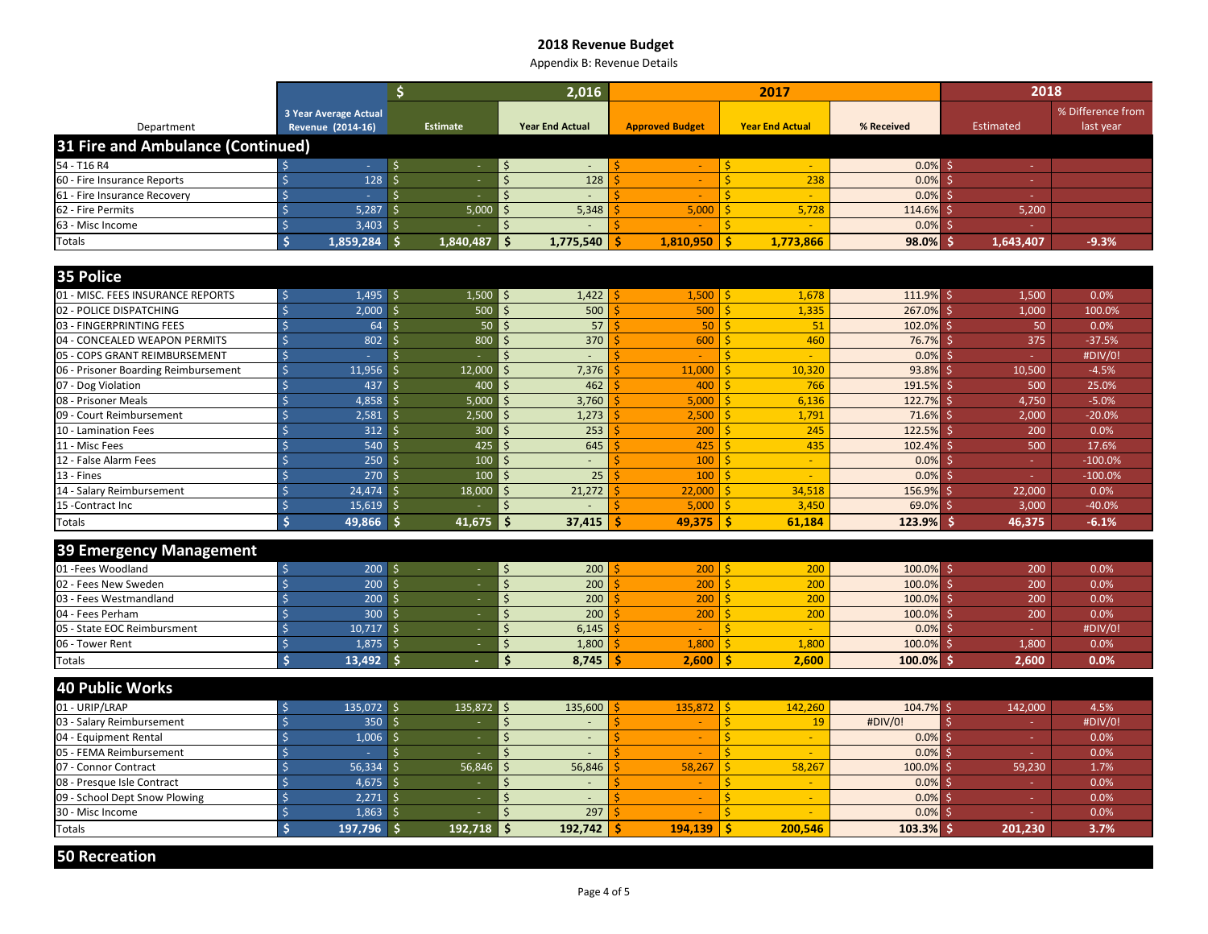# 2018 Revenue Budget

Appendix B: Revenue Details

| Department | 3 Year Average Actual Revenue (2014-16) | $ 2,016 | | 2017 | | | 2018 | |
|---|---|---|---|---|---|---|---|---|
| | | Estimate | Year End Actual | Approved Budget | Year End Actual | % Received | Estimated | % Difference from last year |
| **31 Fire and Ambulance (Continued)** | | | | | | | | |
| 54 - T16 R4 | $ - | $ - | $ - | $ - | $ - | 0.0% | $ - | |
| 60 - Fire Insurance Reports | $ 128 | $ - | $ 128 | $ - | $ 238 | 0.0% | $ - | |
| 61 - Fire Insurance Recovery | $ - | $ - | $ - | $ - | $ - | 0.0% | $ - | |
| 62 - Fire Permits | $ 5,287 | $ 5,000 | $ 5,348 | $ 5,000 | $ 5,728 | 114.6% | $ 5,200 | |
| 63 - Misc Income | $ 3,403 | $ - | $ - | $ - | $ - | 0.0% | $ - | |
| Totals | **$ 1,859,284** | **$ 1,840,487** | **$ 1,775,540** | **$ 1,810,950** | **$ 1,773,866** | **98.0%** | **$ 1,643,407** | **-9.3%** |
| **35 Police** | | | | | | | | |
| 01 - MISC. FEES INSURANCE REPORTS | $ 1,495 | $ 1,500 | $ 1,422 | $ 1,500 | $ 1,678 | 111.9% | $ 1,500 | 0.0% |
| 02 - POLICE DISPATCHING | $ 2,000 | $ 500 | $ 500 | $ 500 | $ 1,335 | 267.0% | $ 1,000 | 100.0% |
| 03 - FINGERPRINTING FEES | $ 64 | $ 50 | $ 57 | $ 50 | $ 51 | 102.0% | $ 50 | 0.0% |
| 04 - CONCEALED WEAPON PERMITS | $ 802 | $ 800 | $ 370 | $ 600 | $ 460 | 76.7% | $ 375 | -37.5% |
| 05 - COPS GRANT REIMBURSEMENT | $ - | $ - | $ - | $ - | $ - | 0.0% | $ - | #DIV/0! |
| 06 - Prisoner Boarding Reimbursement | $ 11,956 | $ 12,000 | $ 7,376 | $ 11,000 | $ 10,320 | 93.8% | $ 10,500 | -4.5% |
| 07 - Dog Violation | $ 437 | $ 400 | $ 462 | $ 400 | $ 766 | 191.5% | $ 500 | 25.0% |
| 08 - Prisoner Meals | $ 4,858 | $ 5,000 | $ 3,760 | $ 5,000 | $ 6,136 | 122.7% | $ 4,750 | -5.0% |
| 09 - Court Reimbursement | $ 2,581 | $ 2,500 | $ 1,273 | $ 2,500 | $ 1,791 | 71.6% | $ 2,000 | -20.0% |
| 10 - Lamination Fees | $ 312 | $ 300 | $ 253 | $ 200 | $ 245 | 122.5% | $ 200 | 0.0% |
| 11 - Misc Fees | $ 540 | $ 425 | $ 645 | $ 425 | $ 435 | 102.4% | $ 500 | 17.6% |
| 12 - False Alarm Fees | $ 250 | $ 100 | $ - | $ 100 | $ - | 0.0% | $ - | -100.0% |
| 13 - Fines | $ 270 | $ 100 | $ 25 | $ 100 | $ - | 0.0% | $ - | -100.0% |
| 14 - Salary Reimbursement | $ 24,474 | $ 18,000 | $ 21,272 | $ 22,000 | $ 34,518 | 156.9% | $ 22,000 | 0.0% |
| 15 -Contract Inc | $ 15,619 | $ - | $ - | $ 5,000 | $ 3,450 | 69.0% | $ 3,000 | -40.0% |
| Totals | **$ 49,866** | **$ 41,675** | **$ 37,415** | **$ 49,375** | **$ 61,184** | **123.9%** | **$ 46,375** | **-6.1%** |
| **39 Emergency Management** | | | | | | | | |
| 01 -Fees Woodland | $ 200 | $ - | $ 200 | $ 200 | $ 200 | 100.0% | $ 200 | 0.0% |
| 02 - Fees New Sweden | $ 200 | $ - | $ 200 | $ 200 | $ 200 | 100.0% | $ 200 | 0.0% |
| 03 - Fees Westmandland | $ 200 | $ - | $ 200 | $ 200 | $ 200 | 100.0% | $ 200 | 0.0% |
| 04 - Fees Perham | $ 300 | $ - | $ 200 | $ 200 | $ 200 | 100.0% | $ 200 | 0.0% |
| 05 - State EOC Reimbursment | $ 10,717 | $ - | $ 6,145 | $ - | $ - | 0.0% | $ - | #DIV/0! |
| 06 - Tower Rent | $ 1,875 | $ - | $ 1,800 | $ 1,800 | $ 1,800 | 100.0% | $ 1,800 | 0.0% |
| Totals | **$ 13,492** | **$ -** | **$ 8,745** | **$ 2,600** | **$ 2,600** | **100.0%** | **$ 2,600** | **0.0%** |
| **40 Public Works** | | | | | | | | |
| 01 - URIP/LRAP | $ 135,072 | $ 135,872 | $ 135,600 | $ 135,872 | $ 142,260 | 104.7% | $ 142,000 | 4.5% |
| 03 - Salary Reimbursement | $ 350 | $ - | $ - | $ - | $ 19 | #DIV/0! | $ - | #DIV/0! |
| 04 - Equipment Rental | $ 1,006 | $ - | $ - | $ - | $ - | 0.0% | $ - | 0.0% |
| 05 - FEMA Reimbursement | $ - | $ - | $ - | $ - | $ - | 0.0% | $ - | 0.0% |
| 07 - Connor Contract | $ 56,334 | $ 56,846 | $ 56,846 | $ 58,267 | $ 58,267 | 100.0% | $ 59,230 | 1.7% |
| 08 - Presque Isle Contract | $ 4,675 | $ - | $ - | $ - | $ - | 0.0% | $ - | 0.0% |
| 09 - School Dept Snow Plowing | $ 2,271 | $ - | $ - | $ - | $ - | 0.0% | $ - | 0.0% |
| 30 - Misc Income | $ 1,863 | $ - | $ 297 | $ - | $ - | 0.0% | $ - | 0.0% |
| Totals | **$ 197,796** | **$ 192,718** | **$ 192,742** | **$ 194,139** | **$ 200,546** | **103.3%** | **$ 201,230** | **3.7%** |
| **50 Recreation** | | | | | | | | |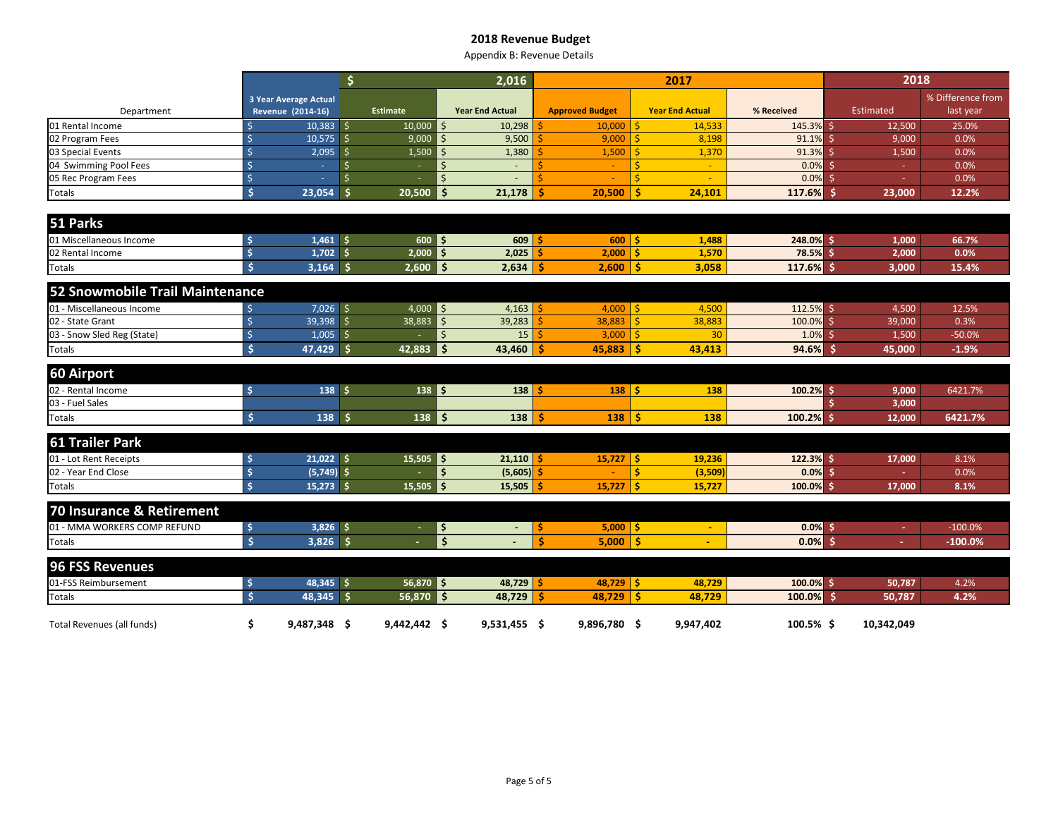# 2018 Revenue Budget

Appendix B: Revenue Details

| Department | 3 Year Average Actual Revenue (2014-16) | $ 2,016 Estimate | 2,016 Year End Actual | 2017 Approved Budget | 2017 Year End Actual | 2017 % Received | 2018 Estimated | 2018 % Difference from last year |
|---|---|---|---|---|---|---|---|---|
| 01 Rental Income | $ 10,383 | $ 10,000 | $ 10,298 | $ 10,000 | $ 14,533 | 145.3% | $ 12,500 | 25.0% |
| 02 Program Fees | $ 10,575 | $ 9,000 | $ 9,500 | $ 9,000 | $ 8,198 | 91.1% | $ 9,000 | 0.0% |
| 03 Special Events | $ 2,095 | $ 1,500 | $ 1,380 | $ 1,500 | $ 1,370 | 91.3% | $ 1,500 | 0.0% |
| 04 Swimming Pool Fees | $ - | $ - | $ - | $ - | $ - | 0.0% | $ - | 0.0% |
| 05 Rec Program Fees | $ - | $ - | $ - | $ - | $ - | 0.0% | $ - | 0.0% |
| Totals | $ 23,054 | $ 20,500 | $ 21,178 | $ 20,500 | $ 24,101 | 117.6% | $ 23,000 | 12.2% |
| **51 Parks** | | | | | | | | |
| 01 Miscellaneous Income | $ 1,461 | $ 600 | $ 609 | $ 600 | $ 1,488 | 248.0% | $ 1,000 | 66.7% |
| 02 Rental Income | $ 1,702 | $ 2,000 | $ 2,025 | $ 2,000 | $ 1,570 | 78.5% | $ 2,000 | 0.0% |
| Totals | $ 3,164 | $ 2,600 | $ 2,634 | $ 2,600 | $ 3,058 | 117.6% | $ 3,000 | 15.4% |
| **52 Snowmobile Trail Maintenance** | | | | | | | | |
| 01 - Miscellaneous Income | $ 7,026 | $ 4,000 | $ 4,163 | $ 4,000 | $ 4,500 | 112.5% | $ 4,500 | 12.5% |
| 02 - State Grant | $ 39,398 | $ 38,883 | $ 39,283 | $ 38,883 | $ 38,883 | 100.0% | $ 39,000 | 0.3% |
| 03 - Snow Sled Reg (State) | $ 1,005 | $ - | $ 15 | $ 3,000 | $ 30 | 1.0% | $ 1,500 | -50.0% |
| Totals | $ 47,429 | $ 42,883 | $ 43,460 | $ 45,883 | $ 43,413 | 94.6% | $ 45,000 | -1.9% |
| **60 Airport** | | | | | | | | |
| 02 - Rental Income | $ 138 | $ 138 | $ 138 | $ 138 | $ 138 | 100.2% | $ 9,000 | 6421.7% |
| 03 - Fuel Sales | | | | | | | $ 3,000 | |
| Totals | $ 138 | $ 138 | $ 138 | $ 138 | $ 138 | 100.2% | $ 12,000 | 6421.7% |
| **61 Trailer Park** | | | | | | | | |
| 01 - Lot Rent Receipts | $ 21,022 | $ 15,505 | $ 21,110 | $ 15,727 | $ 19,236 | 122.3% | $ 17,000 | 8.1% |
| 02 - Year End Close | $ (5,749) | $ - | $ (5,605) | $ - | $ (3,509) | 0.0% | $ - | 0.0% |
| Totals | $ 15,273 | $ 15,505 | $ 15,505 | $ 15,727 | $ 15,727 | 100.0% | $ 17,000 | 8.1% |
| **70 Insurance & Retirement** | | | | | | | | |
| 01 - MMA WORKERS COMP REFUND | $ 3,826 | $ - | $ - | $ 5,000 | $ - | 0.0% | $ - | -100.0% |
| Totals | $ 3,826 | $ - | $ - | $ 5,000 | $ - | 0.0% | $ - | -100.0% |
| **96 FSS Revenues** | | | | | | | | |
| 01-FSS Reimbursement | $ 48,345 | $ 56,870 | $ 48,729 | $ 48,729 | $ 48,729 | 100.0% | $ 50,787 | 4.2% |
| Totals | $ 48,345 | $ 56,870 | $ 48,729 | $ 48,729 | $ 48,729 | 100.0% | $ 50,787 | 4.2% |
| Total Revenues (all funds) | $ 9,487,348 | $ 9,442,442 | $ 9,531,455 | $ 9,896,780 | $ 9,947,402 | 100.5% | $ 10,342,049 | |